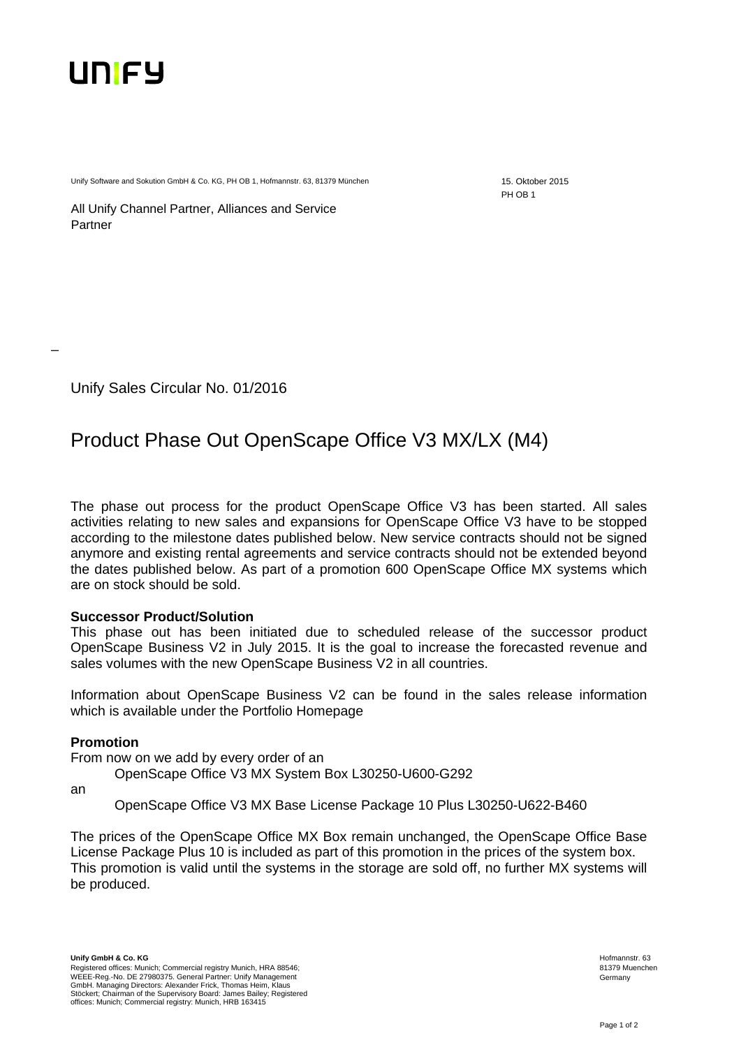unify

Unify Software and Sokution GmbH & Co. KG, PH OB 1, Hofmannstr. 63, 81379 München

15. Oktober 2015
PH OB 1

All Unify Channel Partner, Alliances and Service Partner

Unify Sales Circular No. 01/2016

# Product Phase Out OpenScape Office V3 MX/LX (M4)

The phase out process for the product OpenScape Office V3 has been started. All sales activities relating to new sales and expansions for OpenScape Office V3 have to be stopped according to the milestone dates published below. New service contracts should not be signed anymore and existing rental agreements and service contracts should not be extended beyond the dates published below. As part of a promotion 600 OpenScape Office MX systems which are on stock should be sold.

**Successor Product/Solution**
This phase out has been initiated due to scheduled release of the successor product OpenScape Business V2 in July 2015. It is the goal to increase the forecasted revenue and sales volumes with the new OpenScape Business V2 in all countries.

Information about OpenScape Business V2 can be found in the sales release information which is available under the Portfolio Homepage

**Promotion**
From now on we add by every order of an

OpenScape Office V3 MX System Box L30250-U600-G292

an

OpenScape Office V3 MX Base License Package 10 Plus L30250-U622-B460

The prices of the OpenScape Office MX Box remain unchanged, the OpenScape Office Base License Package Plus 10 is included as part of this promotion in the prices of the system box. This promotion is valid until the systems in the storage are sold off, no further MX systems will be produced.

**Unify GmbH & Co. KG**
Registered offices: Munich; Commercial registry Munich, HRA 88546; WEEE-Reg.-No. DE 27980375. General Partner: Unify Management GmbH. Managing Directors: Alexander Frick, Thomas Heim, Klaus Stöckert; Chairman of the Supervisory Board: James Bailey; Registered offices: Munich; Commercial registry: Munich, HRB 163415

Hofmannstr. 63
81379 Muenchen
Germany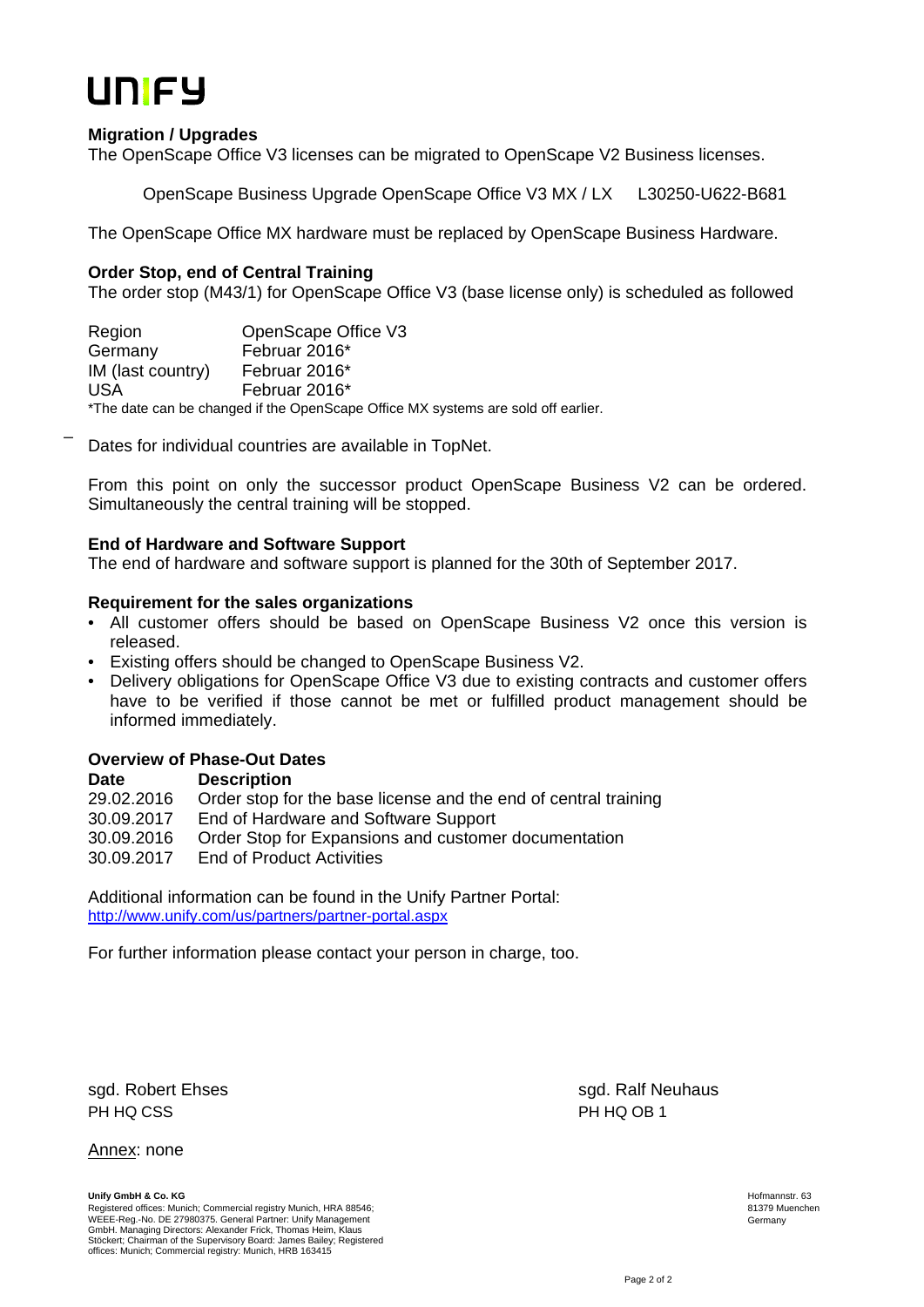# UNIFY

## Migration / Upgrades

The OpenScape Office V3 licenses can be migrated to OpenScape V2 Business licenses.

OpenScape Business Upgrade OpenScape Office V3 MX / LX    L30250-U622-B681

The OpenScape Office MX hardware must be replaced by OpenScape Business Hardware.

## Order Stop, end of Central Training

The order stop (M43/1) for OpenScape Office V3 (base license only) is scheduled as followed

| Region | OpenScape Office V3 |
|---|---|
| Germany | Februar 2016* |
| IM (last country) | Februar 2016* |
| USA | Februar 2016* |

*The date can be changed if the OpenScape Office MX systems are sold off earlier.

Dates for individual countries are available in TopNet.

From this point on only the successor product OpenScape Business V2 can be ordered. Simultaneously the central training will be stopped.

## End of Hardware and Software Support

The end of hardware and software support is planned for the 30th of September 2017.

## Requirement for the sales organizations

- All customer offers should be based on OpenScape Business V2 once this version is released.
- Existing offers should be changed to OpenScape Business V2.
- Delivery obligations for OpenScape Office V3 due to existing contracts and customer offers have to be verified if those cannot be met or fulfilled product management should be informed immediately.

## Overview of Phase-Out Dates

| Date | Description |
|---|---|
| 29.02.2016 | Order stop for the base license and the end of central training |
| 30.09.2017 | End of Hardware and Software Support |
| 30.09.2016 | Order Stop for Expansions and customer documentation |
| 30.09.2017 | End of Product Activities |

Additional information can be found in the Unify Partner Portal:
http://www.unify.com/us/partners/partner-portal.aspx

For further information please contact your person in charge, too.

sgd. Robert Ehses
PH HQ CSS

sgd. Ralf Neuhaus
PH HQ OB 1

Annex: none

**Unify GmbH & Co. KG**
Registered offices: Munich; Commercial registry Munich, HRA 88546; WEEE-Reg.-No. DE 27980375. General Partner: Unify Management GmbH. Managing Directors: Alexander Frick, Thomas Heim, Klaus Stöckert; Chairman of the Supervisory Board: James Bailey; Registered offices: Munich; Commercial registry: Munich, HRB 163415

Hofmannstr. 63
81379 Muenchen
Germany